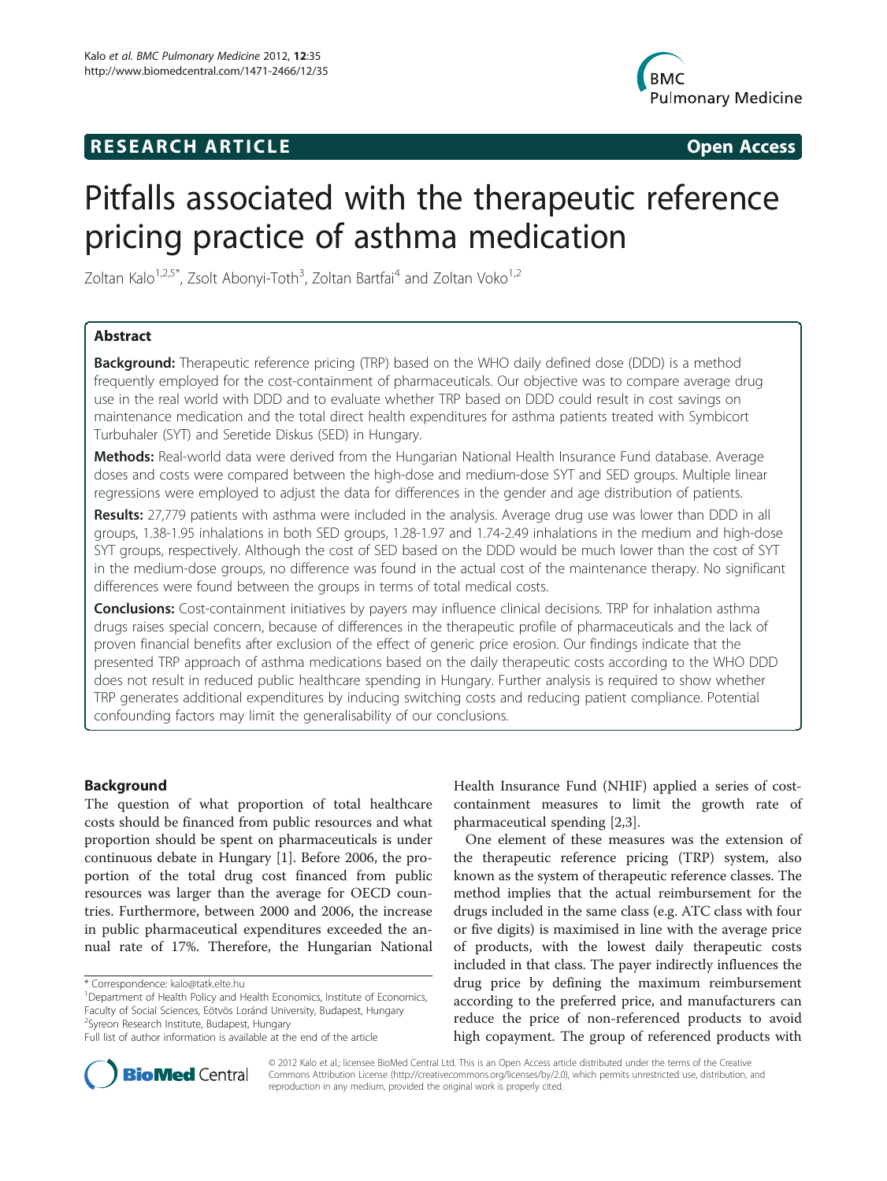# RESEARCH ARTICLE

Open Access

# Pitfalls associated with the therapeutic reference pricing practice of asthma medication

Zoltan Kalo[1,2,5*], Zsolt Abonyi-Toth[3], Zoltan Bartfai[4] and Zoltan Voko[1,2]

## Abstract

**Background:** Therapeutic reference pricing (TRP) based on the WHO daily defined dose (DDD) is a method frequently employed for the cost-containment of pharmaceuticals. Our objective was to compare average drug use in the real world with DDD and to evaluate whether TRP based on DDD could result in cost savings on maintenance medication and the total direct health expenditures for asthma patients treated with Symbicort Turbuhaler (SYT) and Seretide Diskus (SED) in Hungary.

**Methods:** Real-world data were derived from the Hungarian National Health Insurance Fund database. Average doses and costs were compared between the high-dose and medium-dose SYT and SED groups. Multiple linear regressions were employed to adjust the data for differences in the gender and age distribution of patients.

**Results:** 27,779 patients with asthma were included in the analysis. Average drug use was lower than DDD in all groups, 1.38-1.95 inhalations in both SED groups, 1.28-1.97 and 1.74-2.49 inhalations in the medium and high-dose SYT groups, respectively. Although the cost of SED based on the DDD would be much lower than the cost of SYT in the medium-dose groups, no difference was found in the actual cost of the maintenance therapy. No significant differences were found between the groups in terms of total medical costs.

**Conclusions:** Cost-containment initiatives by payers may influence clinical decisions. TRP for inhalation asthma drugs raises special concern, because of differences in the therapeutic profile of pharmaceuticals and the lack of proven financial benefits after exclusion of the effect of generic price erosion. Our findings indicate that the presented TRP approach of asthma medications based on the daily therapeutic costs according to the WHO DDD does not result in reduced public healthcare spending in Hungary. Further analysis is required to show whether TRP generates additional expenditures by inducing switching costs and reducing patient compliance. Potential confounding factors may limit the generalisability of our conclusions.

## Background

The question of what proportion of total healthcare costs should be financed from public resources and what proportion should be spent on pharmaceuticals is under continuous debate in Hungary [1]. Before 2006, the proportion of the total drug cost financed from public resources was larger than the average for OECD countries. Furthermore, between 2000 and 2006, the increase in public pharmaceutical expenditures exceeded the annual rate of 17%. Therefore, the Hungarian National Health Insurance Fund (NHIF) applied a series of cost-containment measures to limit the growth rate of pharmaceutical spending [2,3].

One element of these measures was the extension of the therapeutic reference pricing (TRP) system, also known as the system of therapeutic reference classes. The method implies that the actual reimbursement for the drugs included in the same class (e.g. ATC class with four or five digits) is maximised in line with the average price of products, with the lowest daily therapeutic costs included in that class. The payer indirectly influences the drug price by defining the maximum reimbursement according to the preferred price, and manufacturers can reduce the price of non-referenced products to avoid high copayment. The group of referenced products with

\* Correspondence: kalo@tatk.elte.hu

[1]Department of Health Policy and Health Economics, Institute of Economics, Faculty of Social Sciences, Eötvös Loránd University, Budapest, Hungary

[2]Syreon Research Institute, Budapest, Hungary

Full list of author information is available at the end of the article

© 2012 Kalo et al.; licensee BioMed Central Ltd. This is an Open Access article distributed under the terms of the Creative Commons Attribution License (http://creativecommons.org/licenses/by/2.0), which permits unrestricted use, distribution, and reproduction in any medium, provided the original work is properly cited.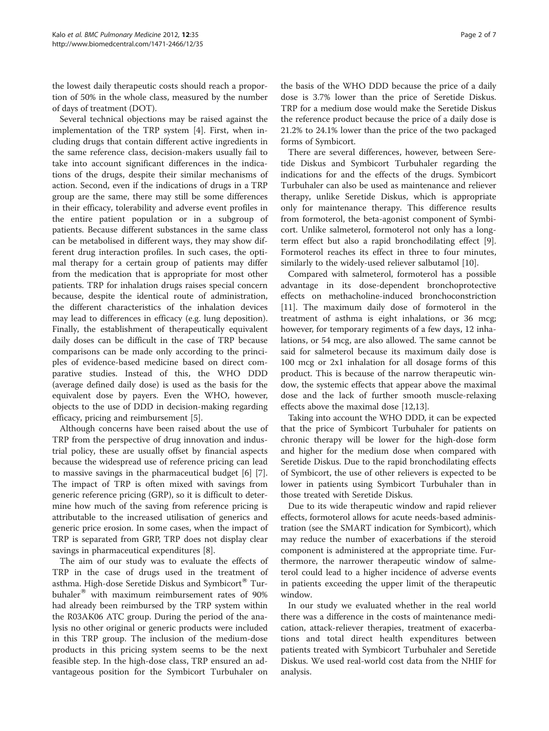the lowest daily therapeutic costs should reach a proportion of 50% in the whole class, measured by the number of days of treatment (DOT).

Several technical objections may be raised against the implementation of the TRP system [4]. First, when including drugs that contain different active ingredients in the same reference class, decision-makers usually fail to take into account significant differences in the indications of the drugs, despite their similar mechanisms of action. Second, even if the indications of drugs in a TRP group are the same, there may still be some differences in their efficacy, tolerability and adverse event profiles in the entire patient population or in a subgroup of patients. Because different substances in the same class can be metabolised in different ways, they may show different drug interaction profiles. In such cases, the optimal therapy for a certain group of patients may differ from the medication that is appropriate for most other patients. TRP for inhalation drugs raises special concern because, despite the identical route of administration, the different characteristics of the inhalation devices may lead to differences in efficacy (e.g. lung deposition). Finally, the establishment of therapeutically equivalent daily doses can be difficult in the case of TRP because comparisons can be made only according to the principles of evidence-based medicine based on direct comparative studies. Instead of this, the WHO DDD (average defined daily dose) is used as the basis for the equivalent dose by payers. Even the WHO, however, objects to the use of DDD in decision-making regarding efficacy, pricing and reimbursement [5].

Although concerns have been raised about the use of TRP from the perspective of drug innovation and industrial policy, these are usually offset by financial aspects because the widespread use of reference pricing can lead to massive savings in the pharmaceutical budget [6] [7]. The impact of TRP is often mixed with savings from generic reference pricing (GRP), so it is difficult to determine how much of the saving from reference pricing is attributable to the increased utilisation of generics and generic price erosion. In some cases, when the impact of TRP is separated from GRP, TRP does not display clear savings in pharmaceutical expenditures [8].

The aim of our study was to evaluate the effects of TRP in the case of drugs used in the treatment of asthma. High-dose Seretide Diskus and Symbicort® Turbuhaler® with maximum reimbursement rates of 90% had already been reimbursed by the TRP system within the R03AK06 ATC group. During the period of the analysis no other original or generic products were included in this TRP group. The inclusion of the medium-dose products in this pricing system seems to be the next feasible step. In the high-dose class, TRP ensured an advantageous position for the Symbicort Turbuhaler on the basis of the WHO DDD because the price of a daily dose is 3.7% lower than the price of Seretide Diskus. TRP for a medium dose would make the Seretide Diskus the reference product because the price of a daily dose is 21.2% to 24.1% lower than the price of the two packaged forms of Symbicort.

There are several differences, however, between Seretide Diskus and Symbicort Turbuhaler regarding the indications for and the effects of the drugs. Symbicort Turbuhaler can also be used as maintenance and reliever therapy, unlike Seretide Diskus, which is appropriate only for maintenance therapy. This difference results from formoterol, the beta-agonist component of Symbicort. Unlike salmeterol, formoterol not only has a long-term effect but also a rapid bronchodilating effect [9]. Formoterol reaches its effect in three to four minutes, similarly to the widely-used reliever salbutamol [10].

Compared with salmeterol, formoterol has a possible advantage in its dose-dependent bronchoprotective effects on methacholine-induced bronchoconstriction [11]. The maximum daily dose of formoterol in the treatment of asthma is eight inhalations, or 36 mcg; however, for temporary regiments of a few days, 12 inhalations, or 54 mcg, are also allowed. The same cannot be said for salmeterol because its maximum daily dose is 100 mcg or 2x1 inhalation for all dosage forms of this product. This is because of the narrow therapeutic window, the systemic effects that appear above the maximal dose and the lack of further smooth muscle-relaxing effects above the maximal dose [12,13].

Taking into account the WHO DDD, it can be expected that the price of Symbicort Turbuhaler for patients on chronic therapy will be lower for the high-dose form and higher for the medium dose when compared with Seretide Diskus. Due to the rapid bronchodilating effects of Symbicort, the use of other relievers is expected to be lower in patients using Symbicort Turbuhaler than in those treated with Seretide Diskus.

Due to its wide therapeutic window and rapid reliever effects, formoterol allows for acute needs-based administration (see the SMART indication for Symbicort), which may reduce the number of exacerbations if the steroid component is administered at the appropriate time. Furthermore, the narrower therapeutic window of salmeterol could lead to a higher incidence of adverse events in patients exceeding the upper limit of the therapeutic window.

In our study we evaluated whether in the real world there was a difference in the costs of maintenance medication, attack-reliever therapies, treatment of exacerbations and total direct health expenditures between patients treated with Symbicort Turbuhaler and Seretide Diskus. We used real-world cost data from the NHIF for analysis.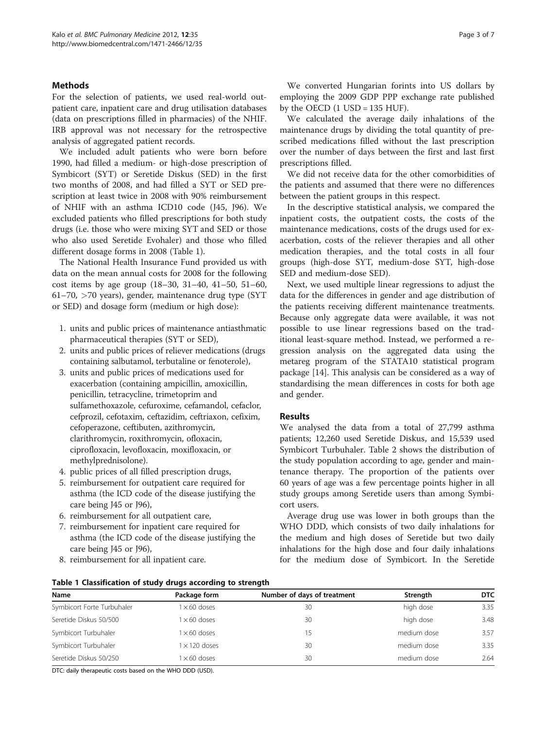## Methods

For the selection of patients, we used real-world outpatient care, inpatient care and drug utilisation databases (data on prescriptions filled in pharmacies) of the NHIF. IRB approval was not necessary for the retrospective analysis of aggregated patient records.

We included adult patients who were born before 1990, had filled a medium- or high-dose prescription of Symbicort (SYT) or Seretide Diskus (SED) in the first two months of 2008, and had filled a SYT or SED prescription at least twice in 2008 with 90% reimbursement of NHIF with an asthma ICD10 code (J45, J96). We excluded patients who filled prescriptions for both study drugs (i.e. those who were mixing SYT and SED or those who also used Seretide Evohaler) and those who filled different dosage forms in 2008 (Table 1).

The National Health Insurance Fund provided us with data on the mean annual costs for 2008 for the following cost items by age group (18–30, 31–40, 41–50, 51–60, 61–70, >70 years), gender, maintenance drug type (SYT or SED) and dosage form (medium or high dose):

1. units and public prices of maintenance antiasthmatic pharmaceutical therapies (SYT or SED),
2. units and public prices of reliever medications (drugs containing salbutamol, terbutaline or fenoterole),
3. units and public prices of medications used for exacerbation (containing ampicillin, amoxicillin, penicillin, tetracycline, trimetoprim and sulfamethoxazole, cefuroxime, cefamandol, cefaclor, cefprozil, cefotaxim, ceftazidim, ceftriaxon, cefixim, cefoperazone, ceftibuten, azithromycin, clarithromycin, roxithromycin, ofloxacin, ciprofloxacin, levofloxacin, moxifloxacin, or methylprednisolone).
4. public prices of all filled prescription drugs,
5. reimbursement for outpatient care required for asthma (the ICD code of the disease justifying the care being J45 or J96),
6. reimbursement for all outpatient care,
7. reimbursement for inpatient care required for asthma (the ICD code of the disease justifying the care being J45 or J96),
8. reimbursement for all inpatient care.

We converted Hungarian forints into US dollars by employing the 2009 GDP PPP exchange rate published by the OECD (1 USD = 135 HUF).

We calculated the average daily inhalations of the maintenance drugs by dividing the total quantity of prescribed medications filled without the last prescription over the number of days between the first and last first prescriptions filled.

We did not receive data for the other comorbidities of the patients and assumed that there were no differences between the patient groups in this respect.

In the descriptive statistical analysis, we compared the inpatient costs, the outpatient costs, the costs of the maintenance medications, costs of the drugs used for exacerbation, costs of the reliever therapies and all other medication therapies, and the total costs in all four groups (high-dose SYT, medium-dose SYT, high-dose SED and medium-dose SED).

Next, we used multiple linear regressions to adjust the data for the differences in gender and age distribution of the patients receiving different maintenance treatments. Because only aggregate data were available, it was not possible to use linear regressions based on the traditional least-square method. Instead, we performed a regression analysis on the aggregated data using the metareg program of the STATA10 statistical program package [14]. This analysis can be considered as a way of standardising the mean differences in costs for both age and gender.

## Results

We analysed the data from a total of 27,799 asthma patients; 12,260 used Seretide Diskus, and 15,539 used Symbicort Turbuhaler. Table 2 shows the distribution of the study population according to age, gender and maintenance therapy. The proportion of the patients over 60 years of age was a few percentage points higher in all study groups among Seretide users than among Symbicort users.

Average drug use was lower in both groups than the WHO DDD, which consists of two daily inhalations for the medium and high doses of Seretide but two daily inhalations for the high dose and four daily inhalations for the medium dose of Symbicort. In the Seretide

**Table 1 Classification of study drugs according to strength**

| Name | Package form | Number of days of treatment | Strength | DTC |
|---|---|---|---|---|
| Symbicort Forte Turbuhaler | 1 × 60 doses | 30 | high dose | 3.35 |
| Seretide Diskus 50/500 | 1 × 60 doses | 30 | high dose | 3.48 |
| Symbicort Turbuhaler | 1 × 60 doses | 15 | medium dose | 3.57 |
| Symbicort Turbuhaler | 1 × 120 doses | 30 | medium dose | 3.35 |
| Seretide Diskus 50/250 | 1 × 60 doses | 30 | medium dose | 2.64 |

DTC: daily therapeutic costs based on the WHO DDD (USD).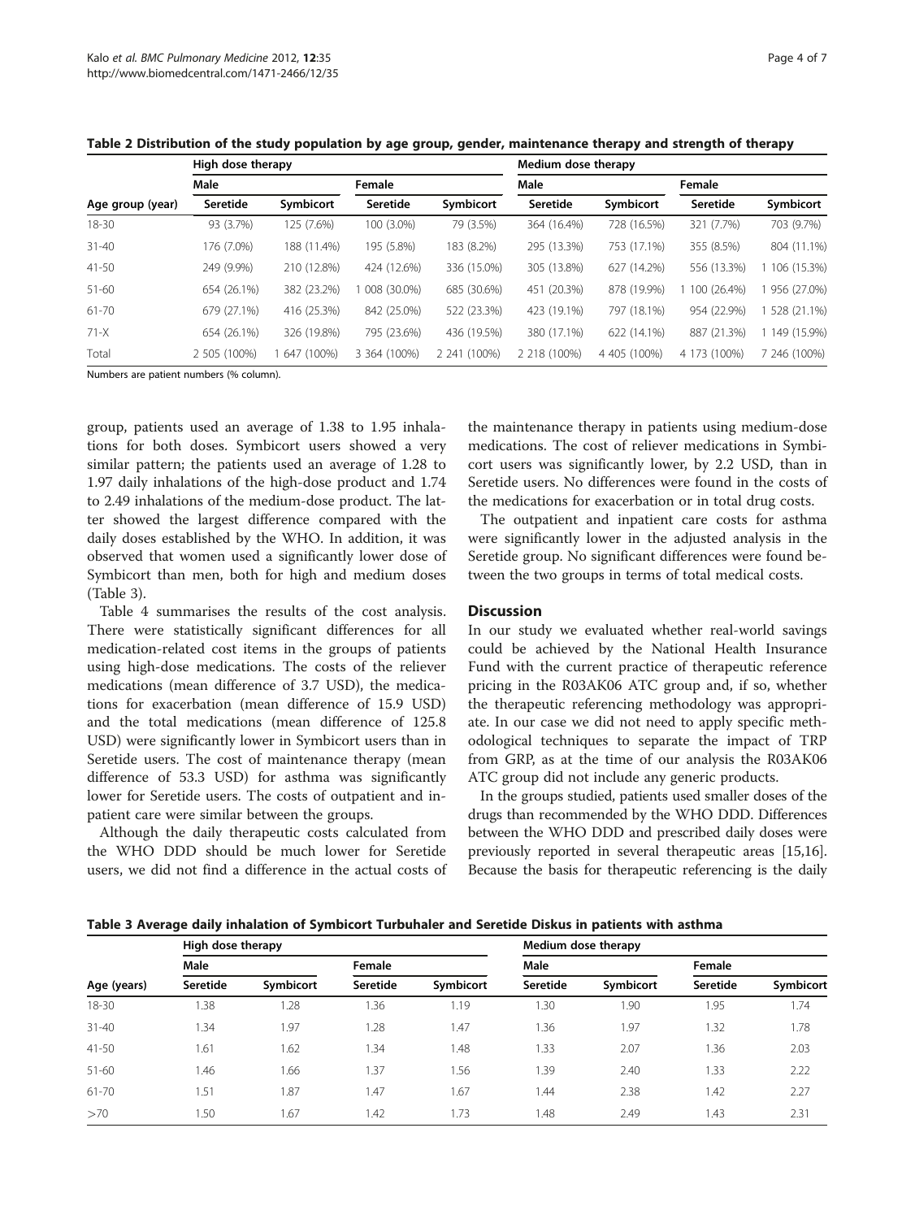**Table 2 Distribution of the study population by age group, gender, maintenance therapy and strength of therapy**

| Age group (year) | High dose therapy | | | | Medium dose therapy | | | |
|---|---|---|---|---|---|---|---|---|
| | Male | | Female | | Male | | Female | |
| | Seretide | Symbicort | Seretide | Symbicort | Seretide | Symbicort | Seretide | Symbicort |
| 18-30 | 93 (3.7%) | 125 (7.6%) | 100 (3.0%) | 79 (3.5%) | 364 (16.4%) | 728 (16.5%) | 321 (7.7%) | 703 (9.7%) |
| 31-40 | 176 (7.0%) | 188 (11.4%) | 195 (5.8%) | 183 (8.2%) | 295 (13.3%) | 753 (17.1%) | 355 (8.5%) | 804 (11.1%) |
| 41-50 | 249 (9.9%) | 210 (12.8%) | 424 (12.6%) | 336 (15.0%) | 305 (13.8%) | 627 (14.2%) | 556 (13.3%) | 1 106 (15.3%) |
| 51-60 | 654 (26.1%) | 382 (23.2%) | 1 008 (30.0%) | 685 (30.6%) | 451 (20.3%) | 878 (19.9%) | 1 100 (26.4%) | 1 956 (27.0%) |
| 61-70 | 679 (27.1%) | 416 (25.3%) | 842 (25.0%) | 522 (23.3%) | 423 (19.1%) | 797 (18.1%) | 954 (22.9%) | 1 528 (21.1%) |
| 71-X | 654 (26.1%) | 326 (19.8%) | 795 (23.6%) | 436 (19.5%) | 380 (17.1%) | 622 (14.1%) | 887 (21.3%) | 1 149 (15.9%) |
| Total | 2 505 (100%) | 1 647 (100%) | 3 364 (100%) | 2 241 (100%) | 2 218 (100%) | 4 405 (100%) | 4 173 (100%) | 7 246 (100%) |

Numbers are patient numbers (% column).

group, patients used an average of 1.38 to 1.95 inhalations for both doses. Symbicort users showed a very similar pattern; the patients used an average of 1.28 to 1.97 daily inhalations of the high-dose product and 1.74 to 2.49 inhalations of the medium-dose product. The latter showed the largest difference compared with the daily doses established by the WHO. In addition, it was observed that women used a significantly lower dose of Symbicort than men, both for high and medium doses (Table 3).

Table 4 summarises the results of the cost analysis. There were statistically significant differences for all medication-related cost items in the groups of patients using high-dose medications. The costs of the reliever medications (mean difference of 3.7 USD), the medications for exacerbation (mean difference of 15.9 USD) and the total medications (mean difference of 125.8 USD) were significantly lower in Symbicort users than in Seretide users. The cost of maintenance therapy (mean difference of 53.3 USD) for asthma was significantly lower for Seretide users. The costs of outpatient and inpatient care were similar between the groups.

Although the daily therapeutic costs calculated from the WHO DDD should be much lower for Seretide users, we did not find a difference in the actual costs of the maintenance therapy in patients using medium-dose medications. The cost of reliever medications in Symbicort users was significantly lower, by 2.2 USD, than in Seretide users. No differences were found in the costs of the medications for exacerbation or in total drug costs.

The outpatient and inpatient care costs for asthma were significantly lower in the adjusted analysis in the Seretide group. No significant differences were found between the two groups in terms of total medical costs.

## Discussion

In our study we evaluated whether real-world savings could be achieved by the National Health Insurance Fund with the current practice of therapeutic reference pricing in the R03AK06 ATC group and, if so, whether the therapeutic referencing methodology was appropriate. In our case we did not need to apply specific methodological techniques to separate the impact of TRP from GRP, as at the time of our analysis the R03AK06 ATC group did not include any generic products.

In the groups studied, patients used smaller doses of the drugs than recommended by the WHO DDD. Differences between the WHO DDD and prescribed daily doses were previously reported in several therapeutic areas [15,16]. Because the basis for therapeutic referencing is the daily

**Table 3 Average daily inhalation of Symbicort Turbuhaler and Seretide Diskus in patients with asthma**

| Age (years) | High dose therapy | | | | Medium dose therapy | | | |
|---|---|---|---|---|---|---|---|---|
| | Male | | Female | | Male | | Female | |
| | Seretide | Symbicort | Seretide | Symbicort | Seretide | Symbicort | Seretide | Symbicort |
| 18-30 | 1.38 | 1.28 | 1.36 | 1.19 | 1.30 | 1.90 | 1.95 | 1.74 |
| 31-40 | 1.34 | 1.97 | 1.28 | 1.47 | 1.36 | 1.97 | 1.32 | 1.78 |
| 41-50 | 1.61 | 1.62 | 1.34 | 1.48 | 1.33 | 2.07 | 1.36 | 2.03 |
| 51-60 | 1.46 | 1.66 | 1.37 | 1.56 | 1.39 | 2.40 | 1.33 | 2.22 |
| 61-70 | 1.51 | 1.87 | 1.47 | 1.67 | 1.44 | 2.38 | 1.42 | 2.27 |
| >70 | 1.50 | 1.67 | 1.42 | 1.73 | 1.48 | 2.49 | 1.43 | 2.31 |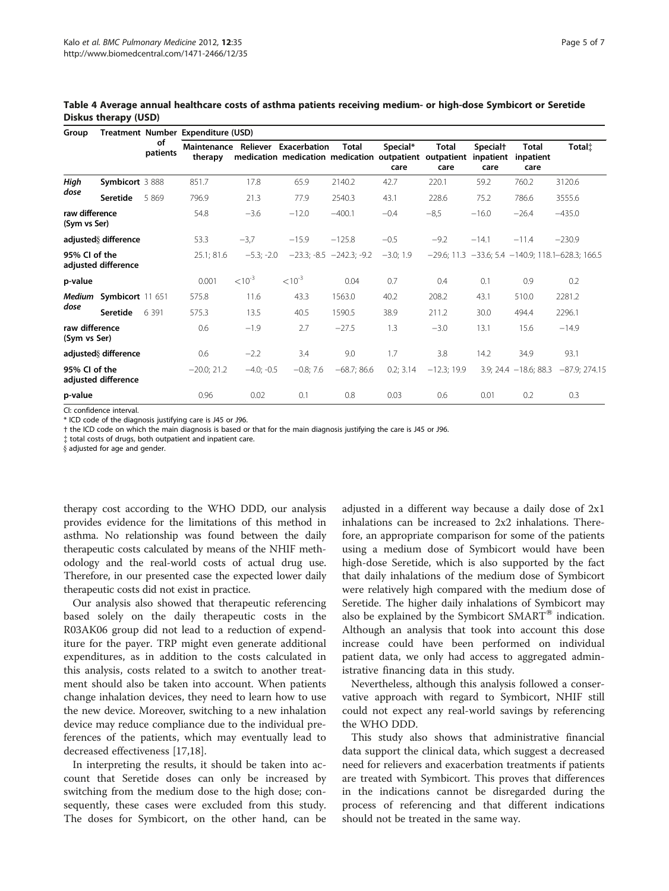**Table 4 Average annual healthcare costs of asthma patients receiving medium- or high-dose Symbicort or Seretide Diskus therapy (USD)**

| Group | Treatment | Number of patients | Expenditure (USD) | | | | | | | | |
|---|---|---|---|---|---|---|---|---|---|---|---|
| | | | Maintenance therapy | Reliever medication | Exacerbation medication | Total medication | Special* outpatient care | Total outpatient care | Special† inpatient care | Total inpatient care | Total‡ |
| *High dose* | **Symbicort** | 3 888 | 851.7 | 17.8 | 65.9 | 2140.2 | 42.7 | 220.1 | 59.2 | 760.2 | 3120.6 |
| | **Seretide** | 5 869 | 796.9 | 21.3 | 77.9 | 2540.3 | 43.1 | 228.6 | 75.2 | 786.6 | 3555.6 |
| raw difference (Sym vs Ser) | | | 54.8 | −3.6 | −12.0 | −400.1 | −0.4 | −8,5 | −16.0 | −26.4 | −435.0 |
| adjusted§ difference | | | 53.3 | −3,7 | −15.9 | −125.8 | −0.5 | −9.2 | −14.1 | −11.4 | −230.9 |
| 95% CI of the adjusted difference | | | 25.1; 81.6 | −5.3; -2.0 | −23.3; -8.5 | −242.3; -9.2 | −3.0; 1.9 | −29.6; 11.3 | −33.6; 5.4 | −140.9; 118.1 | −628.3; 166.5 |
| p-value | | | 0.001 | $<10^{-3}$ | $<10^{-3}$ | 0.04 | 0.7 | 0.4 | 0.1 | 0.9 | 0.2 |
| *Medium dose* | **Symbicort** | 11 651 | 575.8 | 11.6 | 43.3 | 1563.0 | 40.2 | 208.2 | 43.1 | 510.0 | 2281.2 |
| | **Seretide** | 6 391 | 575.3 | 13.5 | 40.5 | 1590.5 | 38.9 | 211.2 | 30.0 | 494.4 | 2296.1 |
| raw difference (Sym vs Ser) | | | 0.6 | −1.9 | 2.7 | −27.5 | 1.3 | −3.0 | 13.1 | 15.6 | −14.9 |
| adjusted§ difference | | | 0.6 | −2.2 | 3.4 | 9.0 | 1.7 | 3.8 | 14.2 | 34.9 | 93.1 |
| 95% CI of the adjusted difference | | | −20.0; 21.2 | −4.0; -0.5 | −0.8; 7.6 | −68.7; 86.6 | 0.2; 3.14 | −12.3; 19.9 | 3.9; 24.4 | −18.6; 88.3 | −87.9; 274.15 |
| p-value | | | 0.96 | 0.02 | 0.1 | 0.8 | 0.03 | 0.6 | 0.01 | 0.2 | 0.3 |

CI: confidence interval.
\* ICD code of the diagnosis justifying care is J45 or J96.
† the ICD code on which the main diagnosis is based or that for the main diagnosis justifying the care is J45 or J96.
‡ total costs of drugs, both outpatient and inpatient care.
§ adjusted for age and gender.

therapy cost according to the WHO DDD, our analysis provides evidence for the limitations of this method in asthma. No relationship was found between the daily therapeutic costs calculated by means of the NHIF methodology and the real-world costs of actual drug use. Therefore, in our presented case the expected lower daily therapeutic costs did not exist in practice.

Our analysis also showed that therapeutic referencing based solely on the daily therapeutic costs in the R03AK06 group did not lead to a reduction of expenditure for the payer. TRP might even generate additional expenditures, as in addition to the costs calculated in this analysis, costs related to a switch to another treatment should also be taken into account. When patients change inhalation devices, they need to learn how to use the new device. Moreover, switching to a new inhalation device may reduce compliance due to the individual preferences of the patients, which may eventually lead to decreased effectiveness [17,18].

In interpreting the results, it should be taken into account that Seretide doses can only be increased by switching from the medium dose to the high dose; consequently, these cases were excluded from this study. The doses for Symbicort, on the other hand, can be adjusted in a different way because a daily dose of 2x1 inhalations can be increased to 2x2 inhalations. Therefore, an appropriate comparison for some of the patients using a medium dose of Symbicort would have been high-dose Seretide, which is also supported by the fact that daily inhalations of the medium dose of Symbicort were relatively high compared with the medium dose of Seretide. The higher daily inhalations of Symbicort may also be explained by the Symbicort SMART® indication. Although an analysis that took into account this dose increase could have been performed on individual patient data, we only had access to aggregated administrative financing data in this study.

Nevertheless, although this analysis followed a conservative approach with regard to Symbicort, NHIF still could not expect any real-world savings by referencing the WHO DDD.

This study also shows that administrative financial data support the clinical data, which suggest a decreased need for relievers and exacerbation treatments if patients are treated with Symbicort. This proves that differences in the indications cannot be disregarded during the process of referencing and that different indications should not be treated in the same way.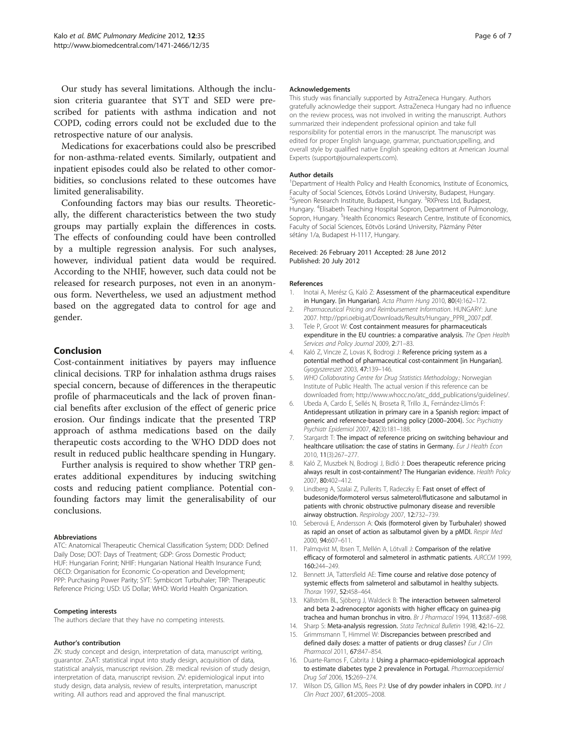Our study has several limitations. Although the inclusion criteria guarantee that SYT and SED were prescribed for patients with asthma indication and not COPD, coding errors could not be excluded due to the retrospective nature of our analysis.

Medications for exacerbations could also be prescribed for non-asthma-related events. Similarly, outpatient and inpatient episodes could also be related to other comorbidities, so conclusions related to these outcomes have limited generalisability.

Confounding factors may bias our results. Theoretically, the different characteristics between the two study groups may partially explain the differences in costs. The effects of confounding could have been controlled by a multiple regression analysis. For such analyses, however, individual patient data would be required. According to the NHIF, however, such data could not be released for research purposes, not even in an anonymous form. Nevertheless, we used an adjustment method based on the aggregated data to control for age and gender.

## Conclusion

Cost-containment initiatives by payers may influence clinical decisions. TRP for inhalation asthma drugs raises special concern, because of differences in the therapeutic profile of pharmaceuticals and the lack of proven financial benefits after exclusion of the effect of generic price erosion. Our findings indicate that the presented TRP approach of asthma medications based on the daily therapeutic costs according to the WHO DDD does not result in reduced public healthcare spending in Hungary.

Further analysis is required to show whether TRP generates additional expenditures by inducing switching costs and reducing patient compliance. Potential confounding factors may limit the generalisability of our conclusions.

#### Abbreviations

ATC: Anatomical Therapeutic Chemical Classification System; DDD: Defined Daily Dose; DOT: Days of Treatment; GDP: Gross Domestic Product; HUF: Hungarian Forint; NHIF: Hungarian National Health Insurance Fund; OECD: Organisation for Economic Co-operation and Development; PPP: Purchasing Power Parity; SYT: Symbicort Turbuhaler; TRP: Therapeutic Reference Pricing; USD: US Dollar; WHO: World Health Organization.

#### Competing interests

The authors declare that they have no competing interests.

#### Author's contribution

ZK: study concept and design, interpretation of data, manuscript writing, guarantor. ZsAT: statistical input into study design, acquisition of data, statistical analysis, manuscript revision. ZB: medical revision of study design, interpretation of data, manuscript revision. ZV: epidemiological input into study design, data analysis, review of results, interpretation, manuscript writing. All authors read and approved the final manuscript.

#### Acknowledgements

This study was financially supported by AstraZeneca Hungary. Authors gratefully acknowledge their support. AstraZeneca Hungary had no influence on the review process, was not involved in writing the manuscript. Authors summarized their independent professional opinion and take full responsibility for potential errors in the manuscript. The manuscript was edited for proper English language, grammar, punctuation,spelling, and overall style by qualified native English speaking editors at American Journal Experts (support@journalexperts.com).

#### Author details

[1]Department of Health Policy and Health Economics, Institute of Economics, Faculty of Social Sciences, Eötvös Loránd University, Budapest, Hungary. [2]Syreon Research Institute, Budapest, Hungary. [3]RXPress Ltd, Budapest, Hungary. [4]Elisabeth Teaching Hospital Sopron, Department of Pulmonology, Sopron, Hungary. [5]Health Economics Research Centre, Institute of Economics, Faculty of Social Sciences, Eötvös Loránd University, Pázmány Péter sétány 1/a, Budapest H-1117, Hungary.

Received: 26 February 2011 Accepted: 28 June 2012
Published: 20 July 2012

#### References

1. Inotai A, Merész G, Kaló Z: Assessment of the pharmaceutical expenditure in Hungary. [in Hungarian]. *Acta Pharm Hung* 2010, **80**(4):162–172.
2. *Pharmaceutical Pricing and Reimbursement Information*. HUNGARY: June 2007. http://ppri.oebig.at/Downloads/Results/Hungary_PPRI_2007.pdf.
3. Tele P, Groot W: Cost containment measures for pharmaceuticals expenditure in the EU countries: a comparative analysis. *The Open Health Services and Policy Journal* 2009, **2**:71–83.
4. Kaló Z, Vincze Z, Lovas K, Bodrogi J: Reference pricing system as a potential method of pharmaceutical cost-containment [in Hungarian]. *Gyogyszereszet* 2003, **47**:139–146.
5. *WHO Collaborating Centre for Drug Statistics Methodology.*: Norwegian Institute of Public Health. The actual version if this reference can be downloaded from; http://www.whocc.no/atc_ddd_publications/guidelines/.
6. Ubeda A, Cardo E, Sellés N, Broseta R, Trillo JL, Fernández-Llimós F: Antidepressant utilization in primary care in a Spanish region: impact of generic and reference-based pricing policy (2000–2004). *Soc Psychiatry Psychiatr Epidemiol* 2007, **42**(3):181–188.
7. Stargardt T: The impact of reference pricing on switching behaviour and healthcare utilisation: the case of statins in Germany. *Eur J Health Econ* 2010, **11**(3):267–277.
8. Kaló Z, Muszbek N, Bodrogi J, Bidló J: Does therapeutic reference pricing always result in cost-containment? The Hungarian evidence. *Health Policy* 2007, **80**:402–412.
9. Lindberg A, Szalai Z, Pullerits T, Radeczky E: Fast onset of effect of budesonide/formoterol versus salmeterol/fluticasone and salbutamol in patients with chronic obstructive pulmonary disease and reversible airway obstruction. *Respirology* 2007, **12**:732–739.
10. Seberová E, Andersson A: Oxis (formoterol given by Turbuhaler) showed as rapid an onset of action as salbutamol given by a pMDI. *Respir Med* 2000, **94**:607–611.
11. Palmqvist M, Ibsen T, Mellén A, Lötvall J: Comparison of the relative efficacy of formoterol and salmeterol in asthmatic patients. *AJRCCM* 1999, **160**:244–249.
12. Bennett JA, Tattersfield AE: Time course and relative dose potency of systemic effects from salmeterol and salbutamol in healthy subjects. *Thorax* 1997, **52**:458–464.
13. Källström BL, Sjöberg J, Waldeck B: The interaction between salmeterol and beta 2-adrenoceptor agonists with higher efficacy on guinea-pig trachea and human bronchus in vitro. *Br J Pharmacol* 1994, **113**:687–698.
14. Sharp S: Meta-analysis regression. *Stata Technical Bulletin* 1998, **42**:16–22.
15. Grimmsmann T, Himmel W: Discrepancies between prescribed and defined daily doses: a matter of patients or drug classes? *Eur J Clin Pharmacol* 2011, **67**:847–854.
16. Duarte-Ramos F, Cabrita J: Using a pharmaco-epidemiological approach to estimate diabetes type 2 prevalence in Portugal. *Pharmacoepidemiol Drug Saf* 2006, **15**:269–274.
17. Wilson DS, Gillion MS, Rees PJ: Use of dry powder inhalers in COPD. *Int J Clin Pract* 2007, **61**:2005–2008.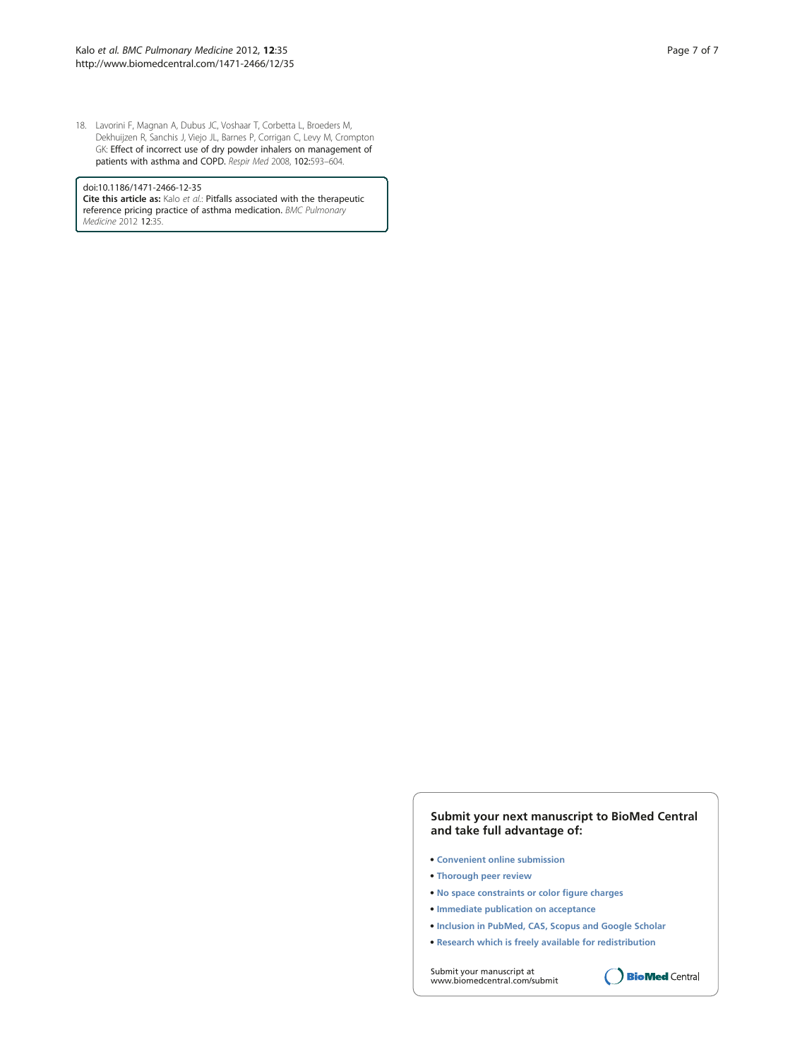18. Lavorini F, Magnan A, Dubus JC, Voshaar T, Corbetta L, Broeders M, Dekhuijzen R, Sanchis J, Viejo JL, Barnes P, Corrigan C, Levy M, Crompton GK: **Effect of incorrect use of dry powder inhalers on management of patients with asthma and COPD.** *Respir Med* 2008, **102:**593–604.

doi:10.1186/1471-2466-12-35
**Cite this article as:** Kalo *et al.*: Pitfalls associated with the therapeutic reference pricing practice of asthma medication. *BMC Pulmonary Medicine* 2012 **12**:35.

**Submit your next manuscript to BioMed Central and take full advantage of:**

- **Convenient online submission**
- **Thorough peer review**
- **No space constraints or color figure charges**
- **Immediate publication on acceptance**
- **Inclusion in PubMed, CAS, Scopus and Google Scholar**
- **Research which is freely available for redistribution**

Submit your manuscript at
www.biomedcentral.com/submit

BioMed Central